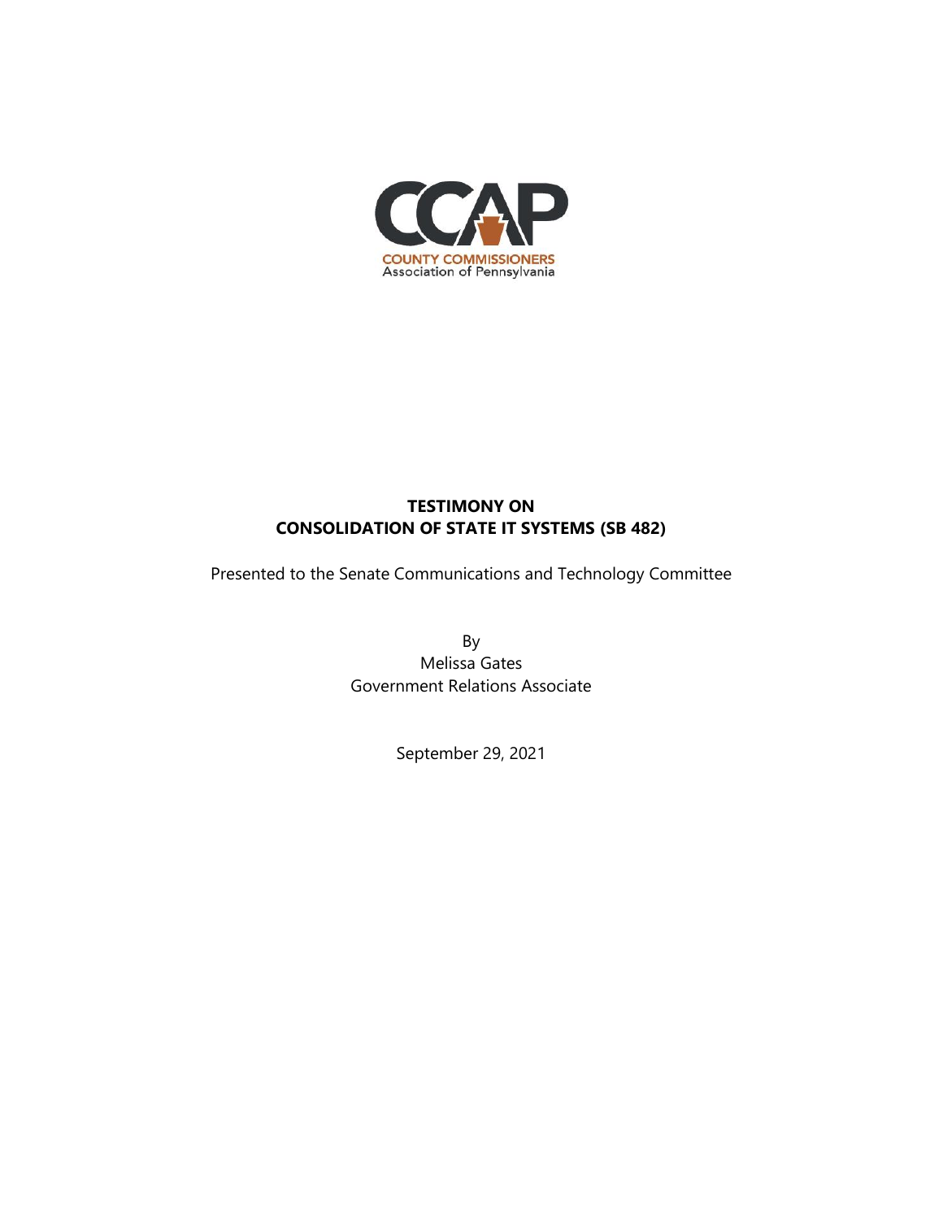CCAP

COUNTY COMMISSIONERS
Association of Pennsylvania

**TESTIMONY ON**
**CONSOLIDATION OF STATE IT SYSTEMS (SB 482)**

Presented to the Senate Communications and Technology Committee

By
Melissa Gates
Government Relations Associate

September 29, 2021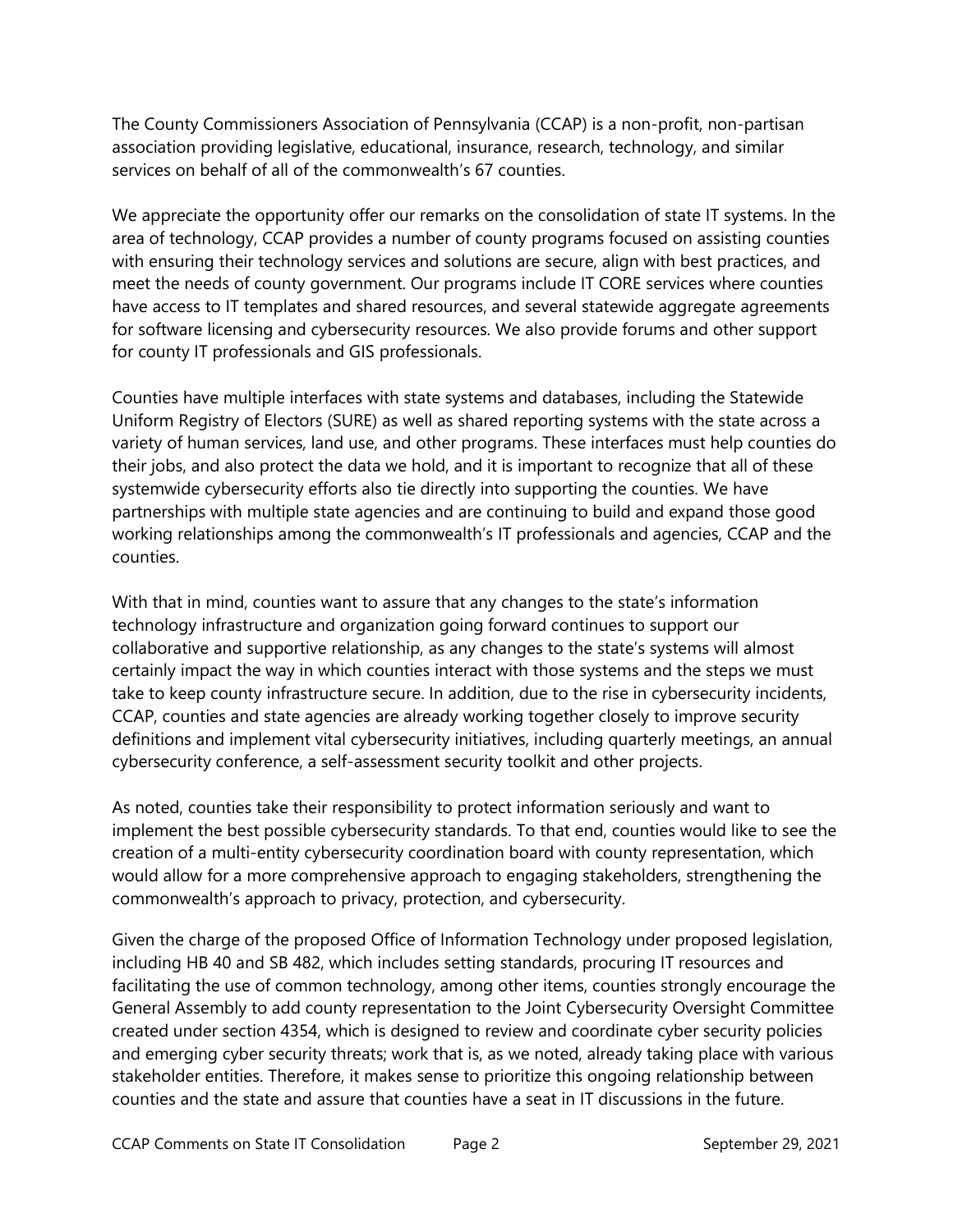The County Commissioners Association of Pennsylvania (CCAP) is a non-profit, non-partisan association providing legislative, educational, insurance, research, technology, and similar services on behalf of all of the commonwealth's 67 counties.

We appreciate the opportunity offer our remarks on the consolidation of state IT systems. In the area of technology, CCAP provides a number of county programs focused on assisting counties with ensuring their technology services and solutions are secure, align with best practices, and meet the needs of county government. Our programs include IT CORE services where counties have access to IT templates and shared resources, and several statewide aggregate agreements for software licensing and cybersecurity resources. We also provide forums and other support for county IT professionals and GIS professionals.

Counties have multiple interfaces with state systems and databases, including the Statewide Uniform Registry of Electors (SURE) as well as shared reporting systems with the state across a variety of human services, land use, and other programs. These interfaces must help counties do their jobs, and also protect the data we hold, and it is important to recognize that all of these systemwide cybersecurity efforts also tie directly into supporting the counties. We have partnerships with multiple state agencies and are continuing to build and expand those good working relationships among the commonwealth's IT professionals and agencies, CCAP and the counties.

With that in mind, counties want to assure that any changes to the state's information technology infrastructure and organization going forward continues to support our collaborative and supportive relationship, as any changes to the state's systems will almost certainly impact the way in which counties interact with those systems and the steps we must take to keep county infrastructure secure. In addition, due to the rise in cybersecurity incidents, CCAP, counties and state agencies are already working together closely to improve security definitions and implement vital cybersecurity initiatives, including quarterly meetings, an annual cybersecurity conference, a self-assessment security toolkit and other projects.

As noted, counties take their responsibility to protect information seriously and want to implement the best possible cybersecurity standards. To that end, counties would like to see the creation of a multi-entity cybersecurity coordination board with county representation, which would allow for a more comprehensive approach to engaging stakeholders, strengthening the commonwealth's approach to privacy, protection, and cybersecurity.

Given the charge of the proposed Office of Information Technology under proposed legislation, including HB 40 and SB 482, which includes setting standards, procuring IT resources and facilitating the use of common technology, among other items, counties strongly encourage the General Assembly to add county representation to the Joint Cybersecurity Oversight Committee created under section 4354, which is designed to review and coordinate cyber security policies and emerging cyber security threats; work that is, as we noted, already taking place with various stakeholder entities. Therefore, it makes sense to prioritize this ongoing relationship between counties and the state and assure that counties have a seat in IT discussions in the future.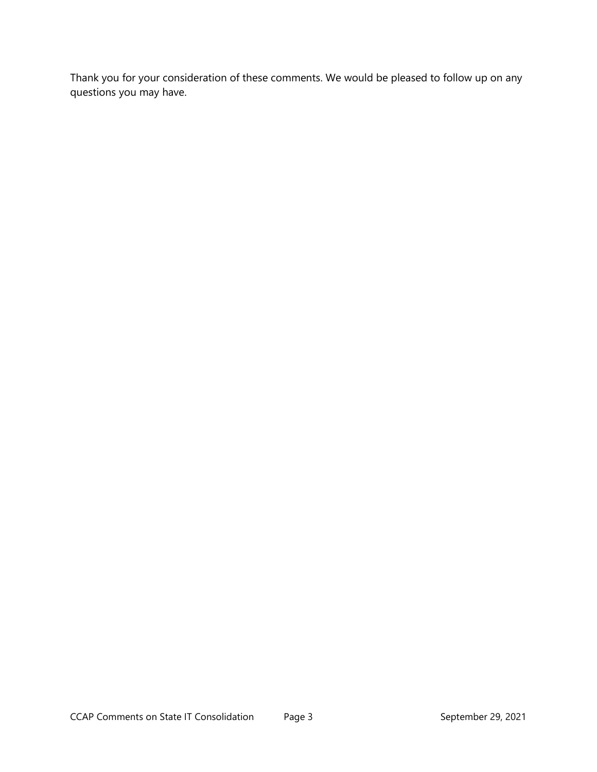Thank you for your consideration of these comments. We would be pleased to follow up on any questions you may have.